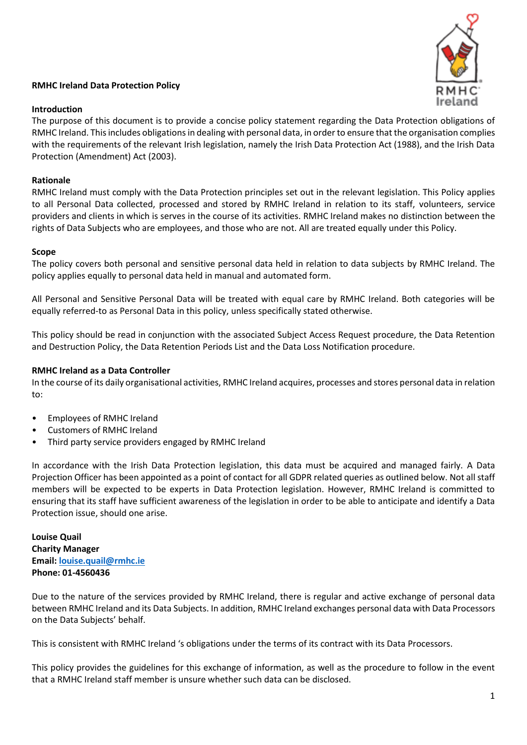# RMHC Ireland Data Protection Policy

## Introduction

The purpose of this document is to provide a concise policy statement regarding the Data Protection obligations of RMHC Ireland. This includes obligations in dealing with personal data, in order to ensure that the organisation complies with the requirements of the relevant Irish legislation, namely the Irish Data Protection Act (1988), and the Irish Data Protection (Amendment) Act (2003).

## Rationale

RMHC Ireland must comply with the Data Protection principles set out in the relevant legislation. This Policy applies to all Personal Data collected, processed and stored by RMHC Ireland in relation to its staff, volunteers, service providers and clients in which is serves in the course of its activities. RMHC Ireland makes no distinction between the rights of Data Subjects who are employees, and those who are not. All are treated equally under this Policy.

## Scope

The policy covers both personal and sensitive personal data held in relation to data subjects by RMHC Ireland. The policy applies equally to personal data held in manual and automated form.

All Personal and Sensitive Personal Data will be treated with equal care by RMHC Ireland. Both categories will be equally referred-to as Personal Data in this policy, unless specifically stated otherwise.

This policy should be read in conjunction with the associated Subject Access Request procedure, the Data Retention and Destruction Policy, the Data Retention Periods List and the Data Loss Notification procedure.

## RMHC Ireland as a Data Controller

In the course of its daily organisational activities, RMHC Ireland acquires, processes and stores personal data in relation to:

- Employees of RMHC Ireland
- Customers of RMHC Ireland
- Third party service providers engaged by RMHC Ireland

In accordance with the Irish Data Protection legislation, this data must be acquired and managed fairly. A Data Projection Officer has been appointed as a point of contact for all GDPR related queries as outlined below. Not all staff members will be expected to be experts in Data Protection legislation. However, RMHC Ireland is committed to ensuring that its staff have sufficient awareness of the legislation in order to be able to anticipate and identify a Data Protection issue, should one arise.

**Louise Quail**
**Charity Manager**
**Email: louise.quail@rmhc.ie**
**Phone: 01-4560436**

Due to the nature of the services provided by RMHC Ireland, there is regular and active exchange of personal data between RMHC Ireland and its Data Subjects. In addition, RMHC Ireland exchanges personal data with Data Processors on the Data Subjects' behalf.

This is consistent with RMHC Ireland 's obligations under the terms of its contract with its Data Processors.

This policy provides the guidelines for this exchange of information, as well as the procedure to follow in the event that a RMHC Ireland staff member is unsure whether such data can be disclosed.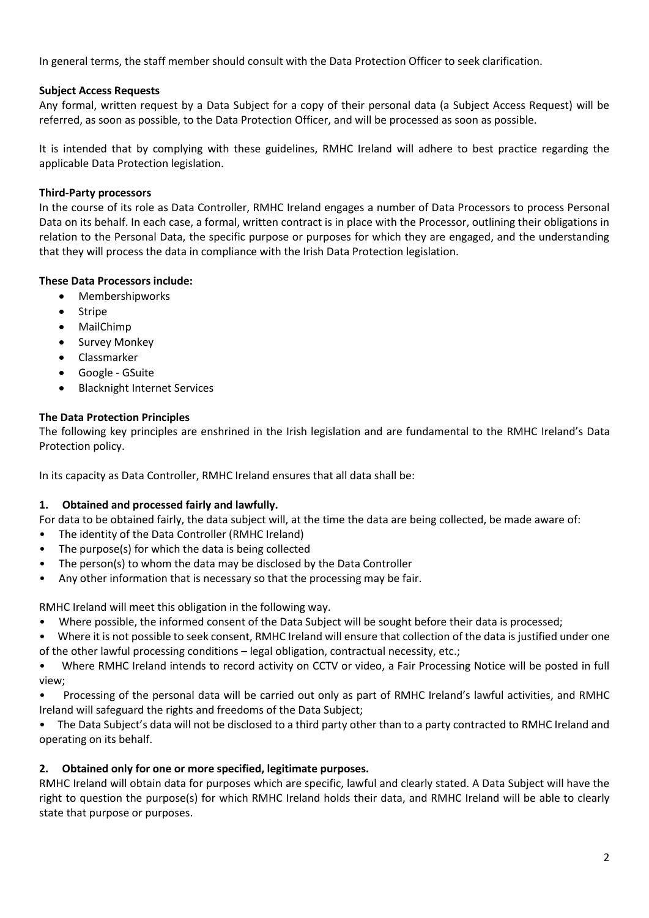In general terms, the staff member should consult with the Data Protection Officer to seek clarification.

**Subject Access Requests**

Any formal, written request by a Data Subject for a copy of their personal data (a Subject Access Request) will be referred, as soon as possible, to the Data Protection Officer, and will be processed as soon as possible.

It is intended that by complying with these guidelines, RMHC Ireland will adhere to best practice regarding the applicable Data Protection legislation.

**Third-Party processors**

In the course of its role as Data Controller, RMHC Ireland engages a number of Data Processors to process Personal Data on its behalf. In each case, a formal, written contract is in place with the Processor, outlining their obligations in relation to the Personal Data, the specific purpose or purposes for which they are engaged, and the understanding that they will process the data in compliance with the Irish Data Protection legislation.

**These Data Processors include:**

- Membershipworks
- Stripe
- MailChimp
- Survey Monkey
- Classmarker
- Google - GSuite
- Blacknight Internet Services

**The Data Protection Principles**

The following key principles are enshrined in the Irish legislation and are fundamental to the RMHC Ireland's Data Protection policy.

In its capacity as Data Controller, RMHC Ireland ensures that all data shall be:

**1. Obtained and processed fairly and lawfully.**

For data to be obtained fairly, the data subject will, at the time the data are being collected, be made aware of:

- The identity of the Data Controller (RMHC Ireland)
- The purpose(s) for which the data is being collected
- The person(s) to whom the data may be disclosed by the Data Controller
- Any other information that is necessary so that the processing may be fair.

RMHC Ireland will meet this obligation in the following way.

- Where possible, the informed consent of the Data Subject will be sought before their data is processed;
- Where it is not possible to seek consent, RMHC Ireland will ensure that collection of the data is justified under one of the other lawful processing conditions – legal obligation, contractual necessity, etc.;
- Where RMHC Ireland intends to record activity on CCTV or video, a Fair Processing Notice will be posted in full view;
- Processing of the personal data will be carried out only as part of RMHC Ireland's lawful activities, and RMHC Ireland will safeguard the rights and freedoms of the Data Subject;
- The Data Subject's data will not be disclosed to a third party other than to a party contracted to RMHC Ireland and operating on its behalf.

**2. Obtained only for one or more specified, legitimate purposes.**

RMHC Ireland will obtain data for purposes which are specific, lawful and clearly stated. A Data Subject will have the right to question the purpose(s) for which RMHC Ireland holds their data, and RMHC Ireland will be able to clearly state that purpose or purposes.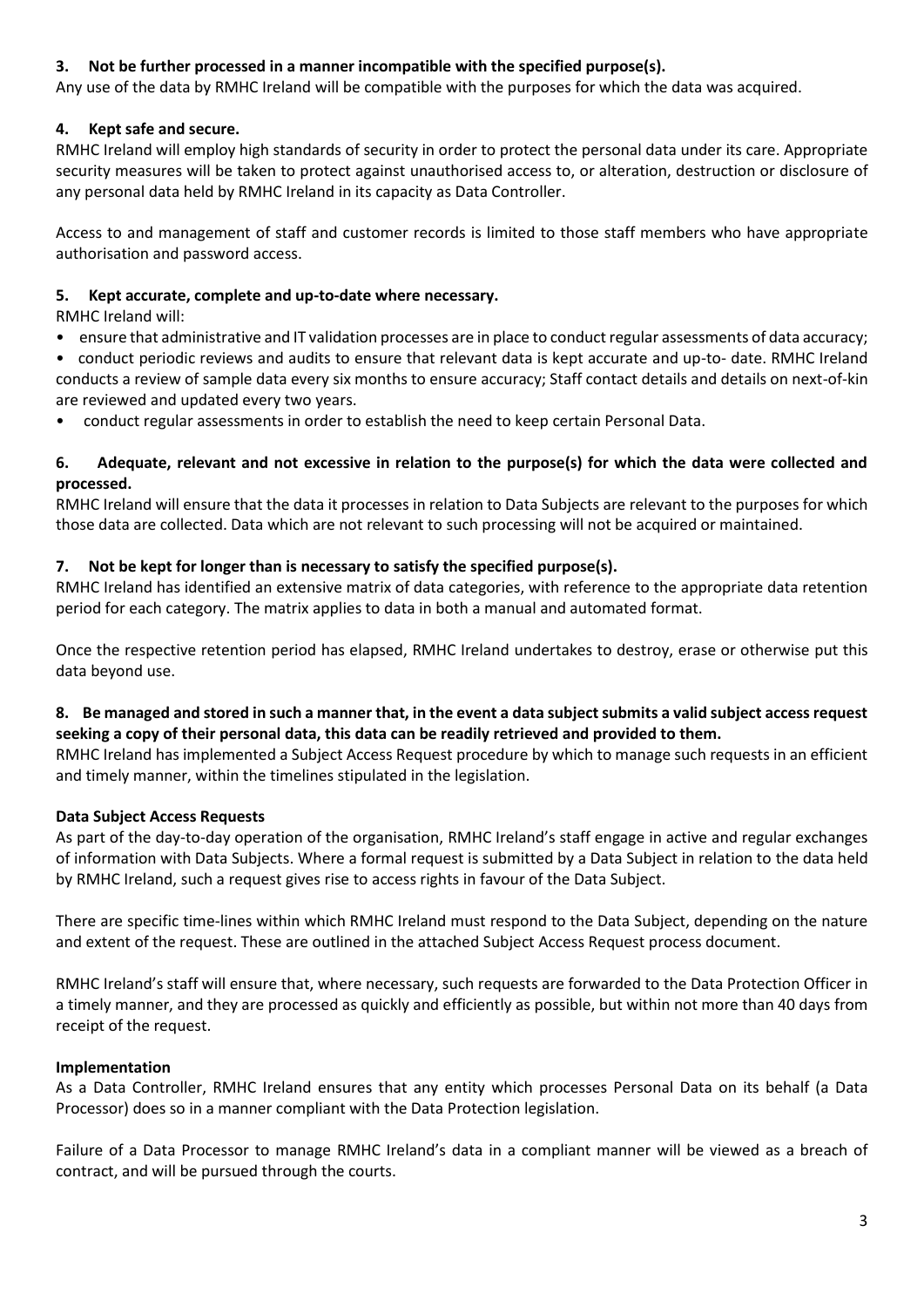**3. Not be further processed in a manner incompatible with the specified purpose(s).**

Any use of the data by RMHC Ireland will be compatible with the purposes for which the data was acquired.

**4. Kept safe and secure.**

RMHC Ireland will employ high standards of security in order to protect the personal data under its care. Appropriate security measures will be taken to protect against unauthorised access to, or alteration, destruction or disclosure of any personal data held by RMHC Ireland in its capacity as Data Controller.

Access to and management of staff and customer records is limited to those staff members who have appropriate authorisation and password access.

**5. Kept accurate, complete and up-to-date where necessary.**

RMHC Ireland will:

- ensure that administrative and IT validation processes are in place to conduct regular assessments of data accuracy;
- conduct periodic reviews and audits to ensure that relevant data is kept accurate and up-to- date. RMHC Ireland conducts a review of sample data every six months to ensure accuracy; Staff contact details and details on next-of-kin are reviewed and updated every two years.
- conduct regular assessments in order to establish the need to keep certain Personal Data.

**6. Adequate, relevant and not excessive in relation to the purpose(s) for which the data were collected and processed.**

RMHC Ireland will ensure that the data it processes in relation to Data Subjects are relevant to the purposes for which those data are collected. Data which are not relevant to such processing will not be acquired or maintained.

**7. Not be kept for longer than is necessary to satisfy the specified purpose(s).**

RMHC Ireland has identified an extensive matrix of data categories, with reference to the appropriate data retention period for each category. The matrix applies to data in both a manual and automated format.

Once the respective retention period has elapsed, RMHC Ireland undertakes to destroy, erase or otherwise put this data beyond use.

**8. Be managed and stored in such a manner that, in the event a data subject submits a valid subject access request seeking a copy of their personal data, this data can be readily retrieved and provided to them.**

RMHC Ireland has implemented a Subject Access Request procedure by which to manage such requests in an efficient and timely manner, within the timelines stipulated in the legislation.

**Data Subject Access Requests**

As part of the day-to-day operation of the organisation, RMHC Ireland's staff engage in active and regular exchanges of information with Data Subjects. Where a formal request is submitted by a Data Subject in relation to the data held by RMHC Ireland, such a request gives rise to access rights in favour of the Data Subject.

There are specific time-lines within which RMHC Ireland must respond to the Data Subject, depending on the nature and extent of the request. These are outlined in the attached Subject Access Request process document.

RMHC Ireland's staff will ensure that, where necessary, such requests are forwarded to the Data Protection Officer in a timely manner, and they are processed as quickly and efficiently as possible, but within not more than 40 days from receipt of the request.

**Implementation**

As a Data Controller, RMHC Ireland ensures that any entity which processes Personal Data on its behalf (a Data Processor) does so in a manner compliant with the Data Protection legislation.

Failure of a Data Processor to manage RMHC Ireland's data in a compliant manner will be viewed as a breach of contract, and will be pursued through the courts.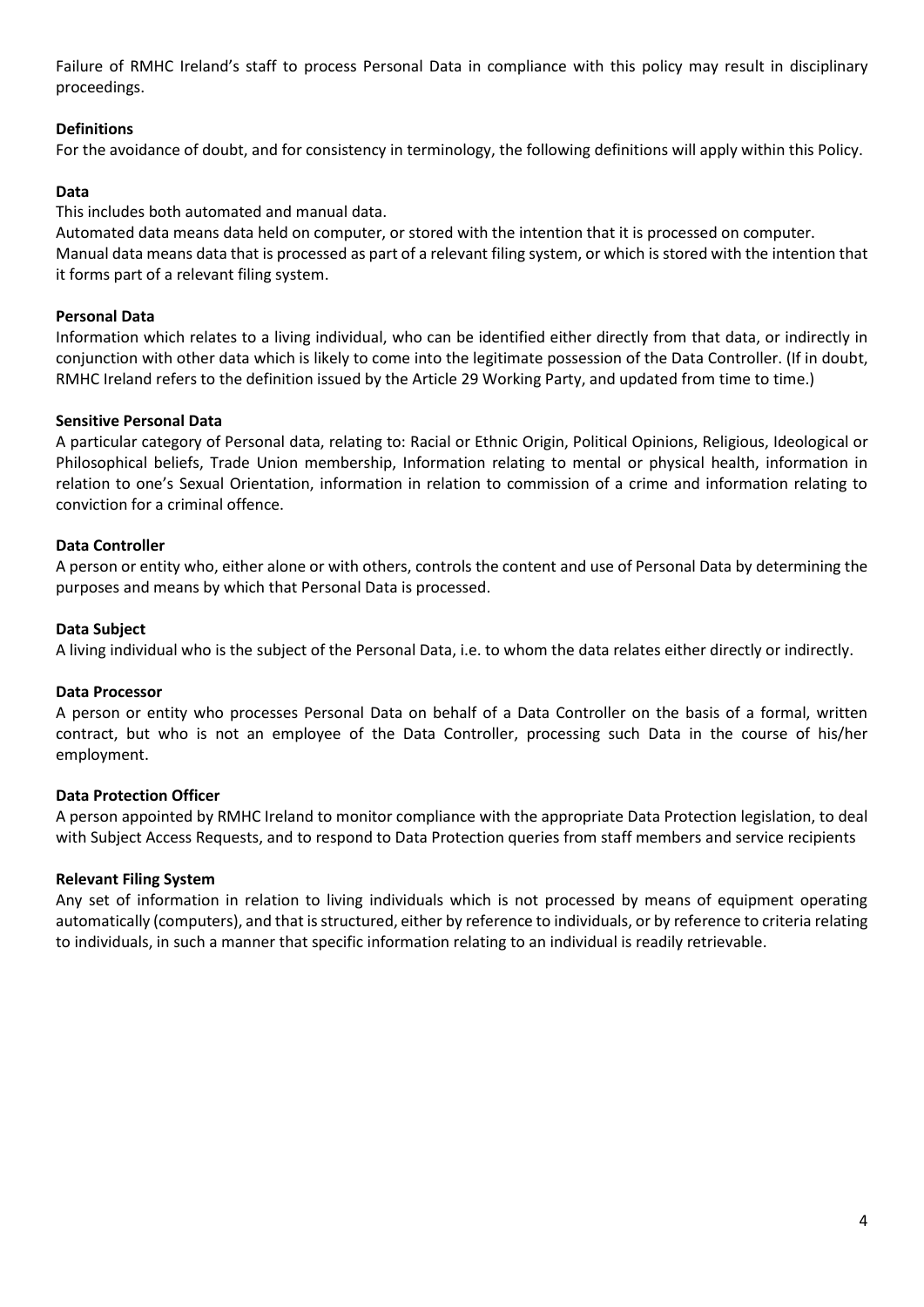Failure of RMHC Ireland's staff to process Personal Data in compliance with this policy may result in disciplinary proceedings.

**Definitions**

For the avoidance of doubt, and for consistency in terminology, the following definitions will apply within this Policy.

**Data**

This includes both automated and manual data.

Automated data means data held on computer, or stored with the intention that it is processed on computer.

Manual data means data that is processed as part of a relevant filing system, or which is stored with the intention that it forms part of a relevant filing system.

**Personal Data**

Information which relates to a living individual, who can be identified either directly from that data, or indirectly in conjunction with other data which is likely to come into the legitimate possession of the Data Controller. (If in doubt, RMHC Ireland refers to the definition issued by the Article 29 Working Party, and updated from time to time.)

**Sensitive Personal Data**

A particular category of Personal data, relating to: Racial or Ethnic Origin, Political Opinions, Religious, Ideological or Philosophical beliefs, Trade Union membership, Information relating to mental or physical health, information in relation to one's Sexual Orientation, information in relation to commission of a crime and information relating to conviction for a criminal offence.

**Data Controller**

A person or entity who, either alone or with others, controls the content and use of Personal Data by determining the purposes and means by which that Personal Data is processed.

**Data Subject**

A living individual who is the subject of the Personal Data, i.e. to whom the data relates either directly or indirectly.

**Data Processor**

A person or entity who processes Personal Data on behalf of a Data Controller on the basis of a formal, written contract, but who is not an employee of the Data Controller, processing such Data in the course of his/her employment.

**Data Protection Officer**

A person appointed by RMHC Ireland to monitor compliance with the appropriate Data Protection legislation, to deal with Subject Access Requests, and to respond to Data Protection queries from staff members and service recipients

**Relevant Filing System**

Any set of information in relation to living individuals which is not processed by means of equipment operating automatically (computers), and that is structured, either by reference to individuals, or by reference to criteria relating to individuals, in such a manner that specific information relating to an individual is readily retrievable.